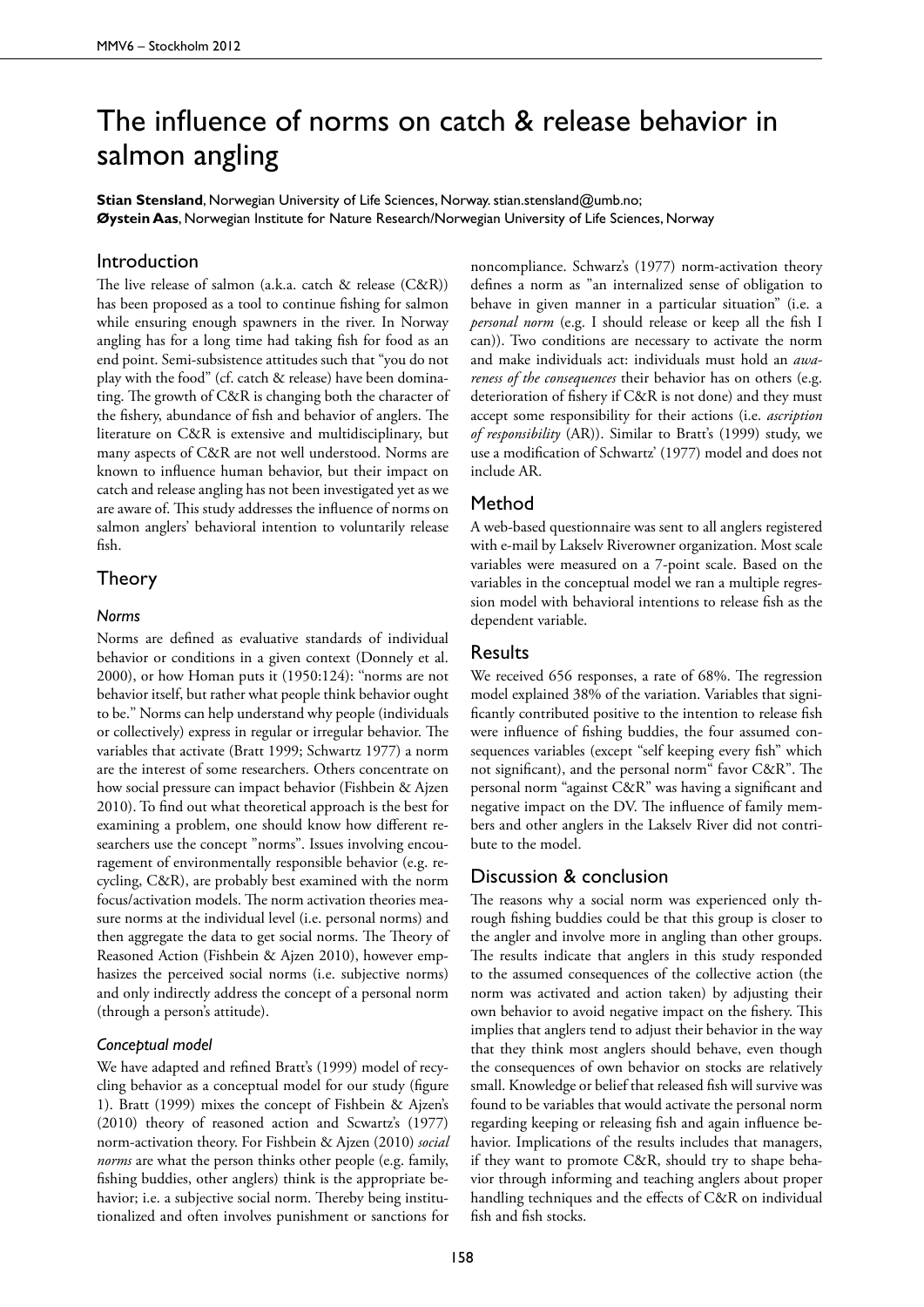# The influence of norms on catch & release behavior in salmon angling

**Stian Stensland**, Norwegian University of Life Sciences, Norway. stian.stensland@umb.no;
**Øystein Aas**, Norwegian Institute for Nature Research/Norwegian University of Life Sciences, Norway

## Introduction

The live release of salmon (a.k.a. catch & release (C&R)) has been proposed as a tool to continue fishing for salmon while ensuring enough spawners in the river. In Norway angling has for a long time had taking fish for food as an end point. Semi-subsistence attitudes such that "you do not play with the food" (cf. catch & release) have been dominating. The growth of C&R is changing both the character of the fishery, abundance of fish and behavior of anglers. The literature on C&R is extensive and multidisciplinary, but many aspects of C&R are not well understood. Norms are known to influence human behavior, but their impact on catch and release angling has not been investigated yet as we are aware of. This study addresses the influence of norms on salmon anglers' behavioral intention to voluntarily release fish.

## Theory

### *Norms*

Norms are defined as evaluative standards of individual behavior or conditions in a given context (Donnely et al. 2000), or how Homan puts it (1950:124): "norms are not behavior itself, but rather what people think behavior ought to be." Norms can help understand why people (individuals or collectively) express in regular or irregular behavior. The variables that activate (Bratt 1999; Schwartz 1977) a norm are the interest of some researchers. Others concentrate on how social pressure can impact behavior (Fishbein & Ajzen 2010). To find out what theoretical approach is the best for examining a problem, one should know how different researchers use the concept "norms". Issues involving encouragement of environmentally responsible behavior (e.g. recycling, C&R), are probably best examined with the norm focus/activation models. The norm activation theories measure norms at the individual level (i.e. personal norms) and then aggregate the data to get social norms. The Theory of Reasoned Action (Fishbein & Ajzen 2010), however emphasizes the perceived social norms (i.e. subjective norms) and only indirectly address the concept of a personal norm (through a person's attitude).

### *Conceptual model*

We have adapted and refined Bratt's (1999) model of recycling behavior as a conceptual model for our study (figure 1). Bratt (1999) mixes the concept of Fishbein & Ajzen's (2010) theory of reasoned action and Scwartz's (1977) norm-activation theory. For Fishbein & Ajzen (2010) *social norms* are what the person thinks other people (e.g. family, fishing buddies, other anglers) think is the appropriate behavior; i.e. a subjective social norm. Thereby being institutionalized and often involves punishment or sanctions for noncompliance. Schwarz's (1977) norm-activation theory defines a norm as "an internalized sense of obligation to behave in given manner in a particular situation" (i.e. a *personal norm* (e.g. I should release or keep all the fish I can)). Two conditions are necessary to activate the norm and make individuals act: individuals must hold an *awareness of the consequences* their behavior has on others (e.g. deterioration of fishery if C&R is not done) and they must accept some responsibility for their actions (i.e. *ascription of responsibility* (AR)). Similar to Bratt's (1999) study, we use a modification of Schwartz' (1977) model and does not include AR.

## Method

A web-based questionnaire was sent to all anglers registered with e-mail by Lakselv Riverowner organization. Most scale variables were measured on a 7-point scale. Based on the variables in the conceptual model we ran a multiple regression model with behavioral intentions to release fish as the dependent variable.

## Results

We received 656 responses, a rate of 68%. The regression model explained 38% of the variation. Variables that significantly contributed positive to the intention to release fish were influence of fishing buddies, the four assumed consequences variables (except "self keeping every fish" which not significant), and the personal norm" favor C&R". The personal norm "against C&R" was having a significant and negative impact on the DV. The influence of family members and other anglers in the Lakselv River did not contribute to the model.

## Discussion & conclusion

The reasons why a social norm was experienced only through fishing buddies could be that this group is closer to the angler and involve more in angling than other groups. The results indicate that anglers in this study responded to the assumed consequences of the collective action (the norm was activated and action taken) by adjusting their own behavior to avoid negative impact on the fishery. This implies that anglers tend to adjust their behavior in the way that they think most anglers should behave, even though the consequences of own behavior on stocks are relatively small. Knowledge or belief that released fish will survive was found to be variables that would activate the personal norm regarding keeping or releasing fish and again influence behavior. Implications of the results includes that managers, if they want to promote C&R, should try to shape behavior through informing and teaching anglers about proper handling techniques and the effects of C&R on individual fish and fish stocks.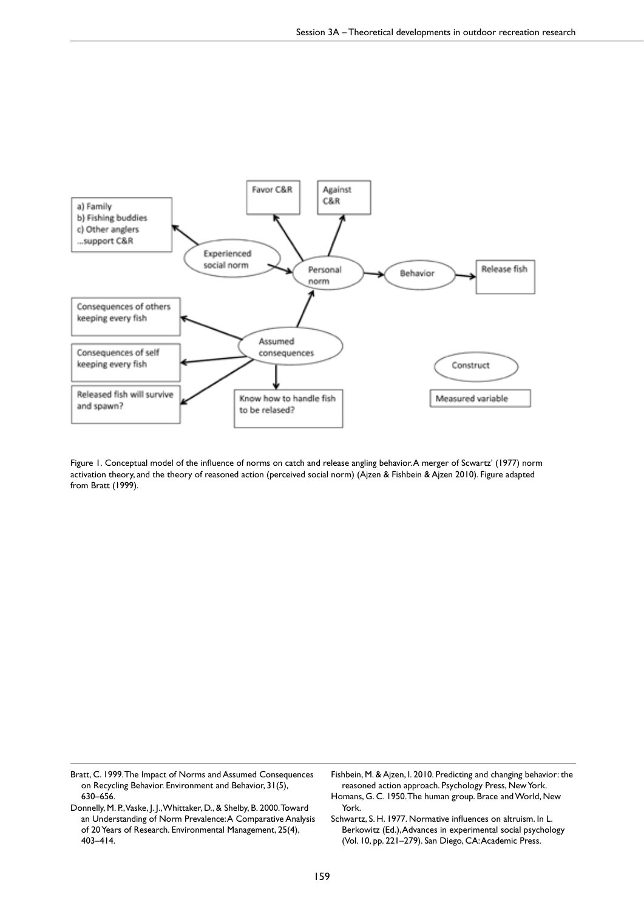a) Family
b) Fishing buddies
c) Other anglers
...support C&R

Favor C&R

Against C&R

Experienced social norm

Personal norm

Behavior

Release fish

Consequences of others keeping every fish

Consequences of self keeping every fish

Released fish will survive and spawn?

Assumed consequences

Know how to handle fish to be relased?

Construct

Measured variable

Figure 1. Conceptual model of the influence of norms on catch and release angling behavior. A merger of Scwartz' (1977) norm activation theory, and the theory of reasoned action (perceived social norm) (Ajzen & Fishbein & Ajzen 2010). Figure adapted from Bratt (1999).

Bratt, C. 1999. The Impact of Norms and Assumed Consequences on Recycling Behavior. Environment and Behavior, 31(5), 630–656.

Donnelly, M. P., Vaske, J. J., Whittaker, D., & Shelby, B. 2000. Toward an Understanding of Norm Prevalence: A Comparative Analysis of 20 Years of Research. Environmental Management, 25(4), 403–414.

Fishbein, M. & Ajzen, I. 2010. Predicting and changing behavior: the reasoned action approach. Psychology Press, New York.

Homans, G. C. 1950. The human group. Brace and World, New York.

Schwartz, S. H. 1977. Normative influences on altruism. In L. Berkowitz (Ed.), Advances in experimental social psychology (Vol. 10, pp. 221–279). San Diego, CA: Academic Press.